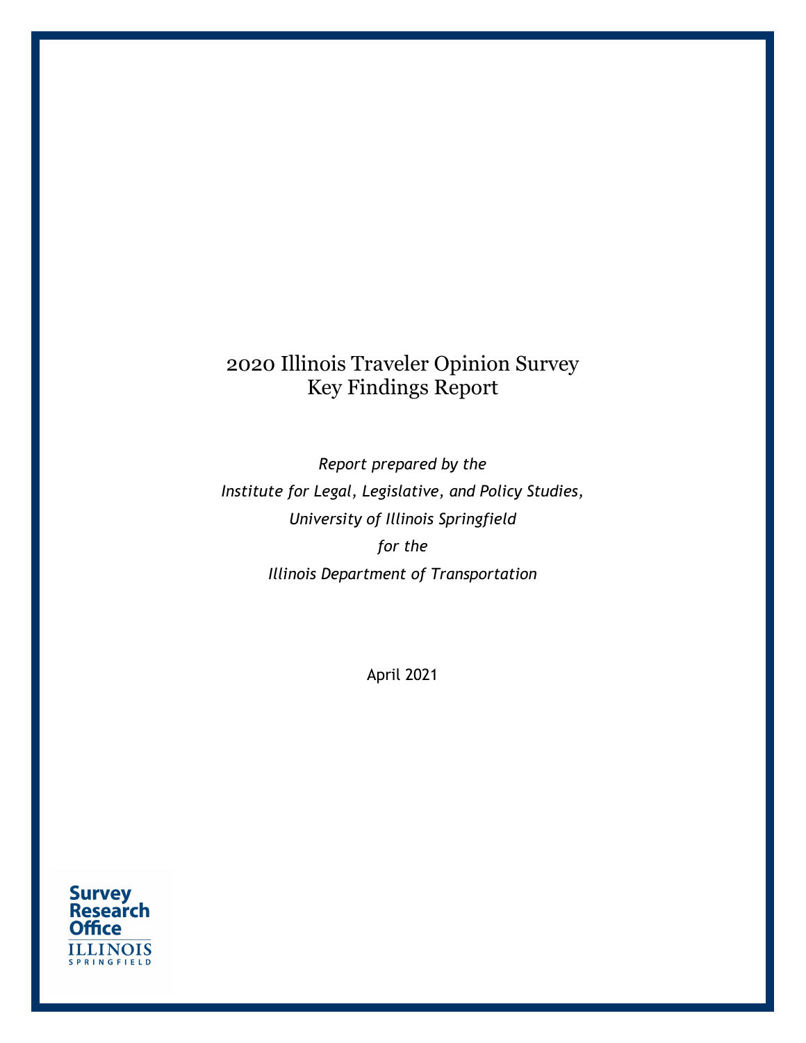# 2020 Illinois Traveler Opinion Survey
# Key Findings Report

*Report prepared by the*

*Institute for Legal, Legislative, and Policy Studies,*

*University of Illinois Springfield*

*for the*

*Illinois Department of Transportation*

April 2021

Survey Research Office
ILLINOIS
SPRINGFIELD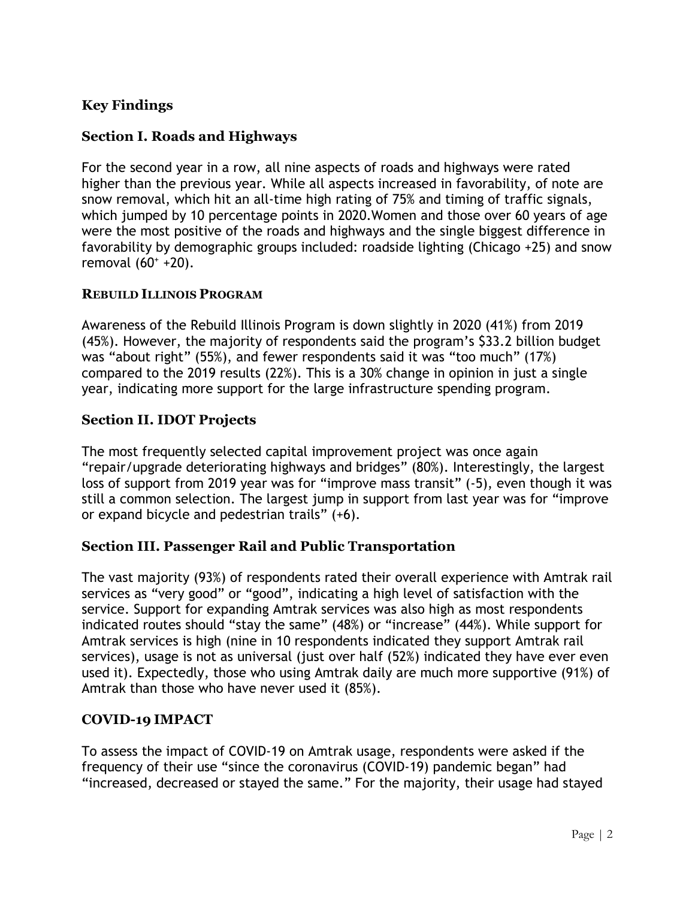## Key Findings

### Section I. Roads and Highways

For the second year in a row, all nine aspects of roads and highways were rated higher than the previous year. While all aspects increased in favorability, of note are snow removal, which hit an all-time high rating of 75% and timing of traffic signals, which jumped by 10 percentage points in 2020.Women and those over 60 years of age were the most positive of the roads and highways and the single biggest difference in favorability by demographic groups included: roadside lighting (Chicago +25) and snow removal ($60^{+}$ +20).

#### REBUILD ILLINOIS PROGRAM

Awareness of the Rebuild Illinois Program is down slightly in 2020 (41%) from 2019 (45%). However, the majority of respondents said the program's $33.2 billion budget was "about right" (55%), and fewer respondents said it was "too much" (17%) compared to the 2019 results (22%). This is a 30% change in opinion in just a single year, indicating more support for the large infrastructure spending program.

### Section II. IDOT Projects

The most frequently selected capital improvement project was once again "repair/upgrade deteriorating highways and bridges" (80%). Interestingly, the largest loss of support from 2019 year was for "improve mass transit" (-5), even though it was still a common selection. The largest jump in support from last year was for "improve or expand bicycle and pedestrian trails" (+6).

### Section III. Passenger Rail and Public Transportation

The vast majority (93%) of respondents rated their overall experience with Amtrak rail services as "very good" or "good", indicating a high level of satisfaction with the service. Support for expanding Amtrak services was also high as most respondents indicated routes should "stay the same" (48%) or "increase" (44%). While support for Amtrak services is high (nine in 10 respondents indicated they support Amtrak rail services), usage is not as universal (just over half (52%) indicated they have ever even used it). Expectedly, those who using Amtrak daily are much more supportive (91%) of Amtrak than those who have never used it (85%).

### COVID-19 IMPACT

To assess the impact of COVID-19 on Amtrak usage, respondents were asked if the frequency of their use "since the coronavirus (COVID-19) pandemic began" had "increased, decreased or stayed the same." For the majority, their usage had stayed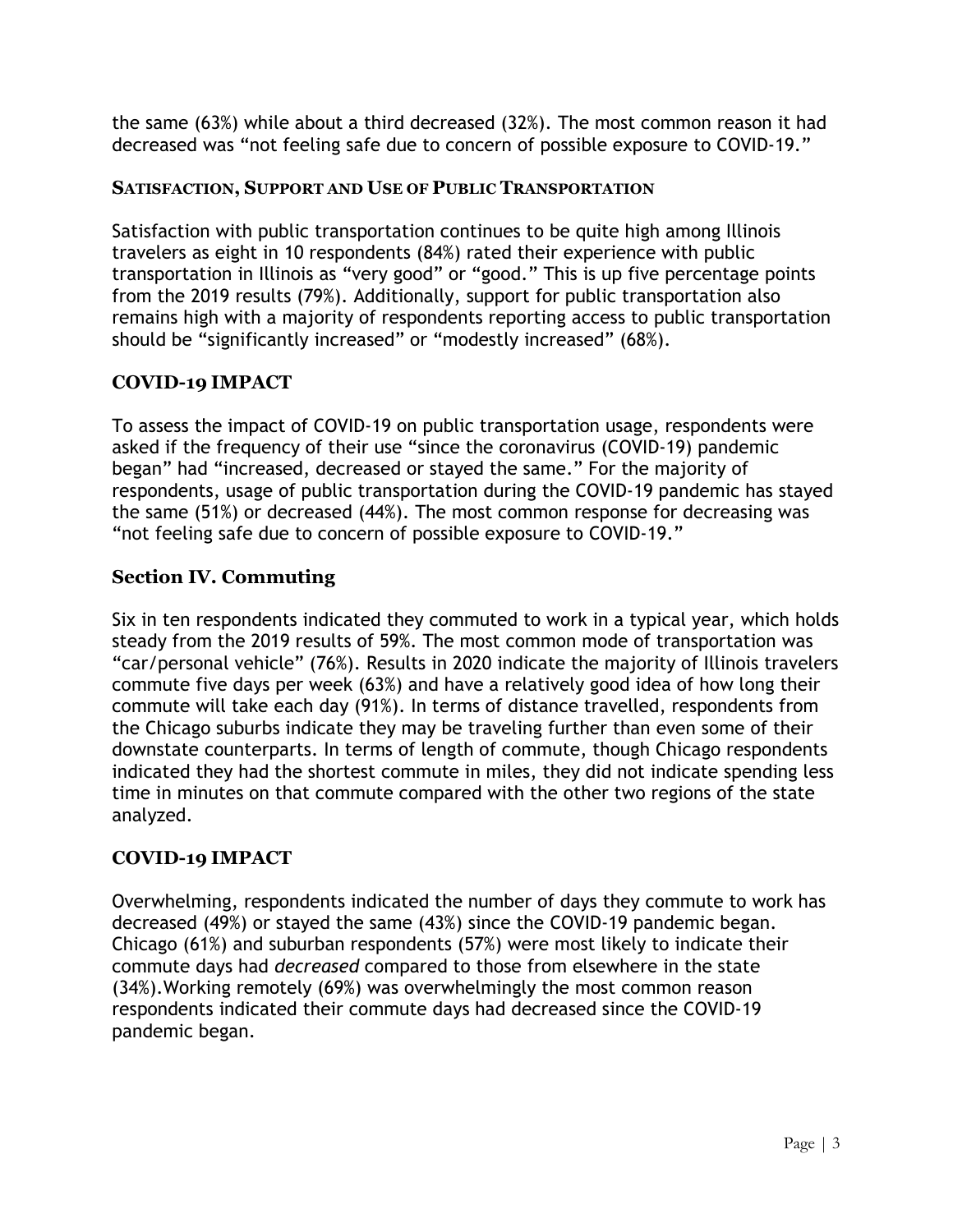the same (63%) while about a third decreased (32%). The most common reason it had decreased was "not feeling safe due to concern of possible exposure to COVID-19."

#### SATISFACTION, SUPPORT AND USE OF PUBLIC TRANSPORTATION

Satisfaction with public transportation continues to be quite high among Illinois travelers as eight in 10 respondents (84%) rated their experience with public transportation in Illinois as "very good" or "good." This is up five percentage points from the 2019 results (79%). Additionally, support for public transportation also remains high with a majority of respondents reporting access to public transportation should be "significantly increased" or "modestly increased" (68%).

### COVID-19 IMPACT

To assess the impact of COVID-19 on public transportation usage, respondents were asked if the frequency of their use "since the coronavirus (COVID-19) pandemic began" had "increased, decreased or stayed the same." For the majority of respondents, usage of public transportation during the COVID-19 pandemic has stayed the same (51%) or decreased (44%). The most common response for decreasing was "not feeling safe due to concern of possible exposure to COVID-19."

## Section IV. Commuting

Six in ten respondents indicated they commuted to work in a typical year, which holds steady from the 2019 results of 59%. The most common mode of transportation was "car/personal vehicle" (76%). Results in 2020 indicate the majority of Illinois travelers commute five days per week (63%) and have a relatively good idea of how long their commute will take each day (91%). In terms of distance travelled, respondents from the Chicago suburbs indicate they may be traveling further than even some of their downstate counterparts. In terms of length of commute, though Chicago respondents indicated they had the shortest commute in miles, they did not indicate spending less time in minutes on that commute compared with the other two regions of the state analyzed.

### COVID-19 IMPACT

Overwhelming, respondents indicated the number of days they commute to work has decreased (49%) or stayed the same (43%) since the COVID-19 pandemic began. Chicago (61%) and suburban respondents (57%) were most likely to indicate their commute days had *decreased* compared to those from elsewhere in the state (34%).Working remotely (69%) was overwhelmingly the most common reason respondents indicated their commute days had decreased since the COVID-19 pandemic began.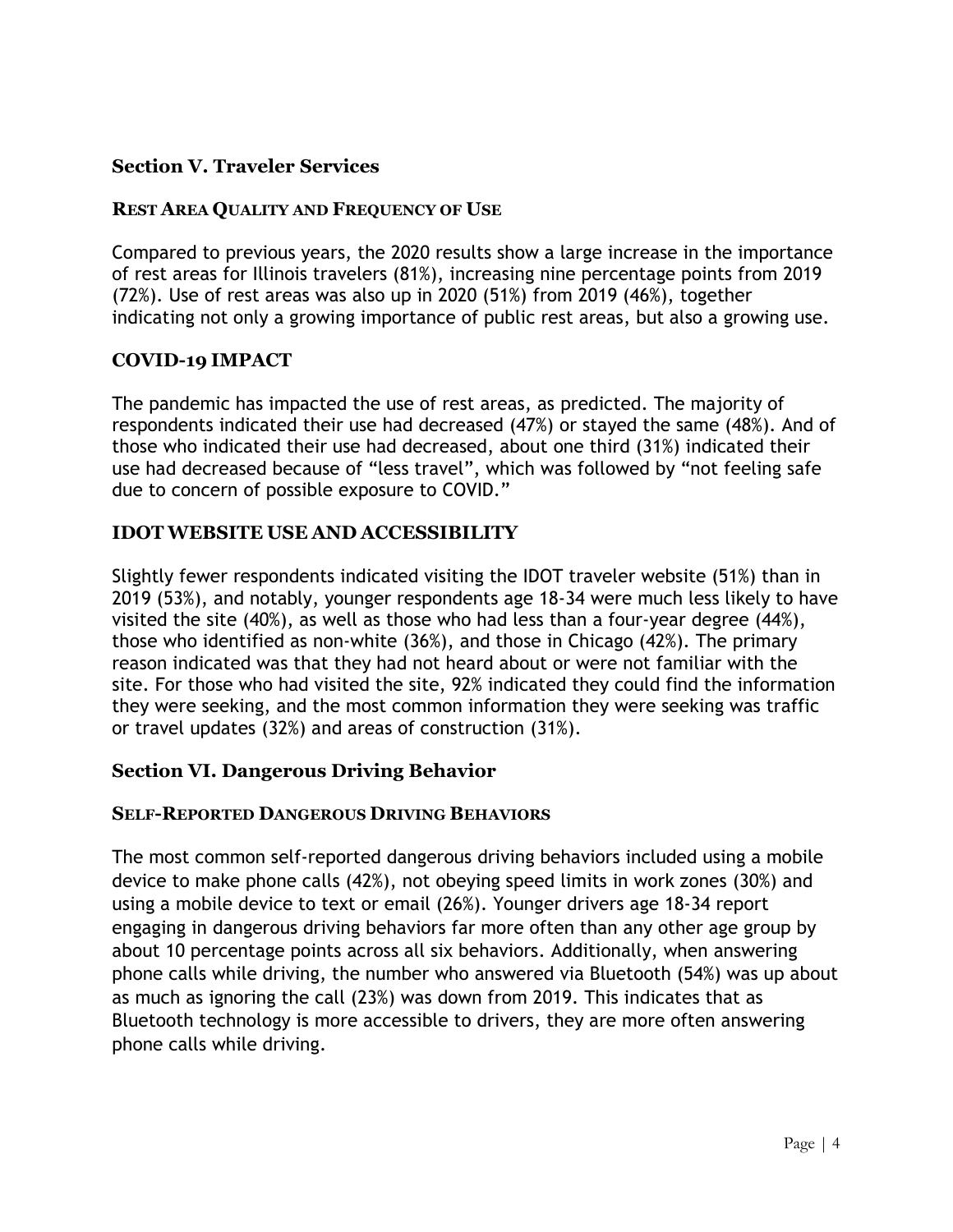## Section V. Traveler Services

### Rest Area Quality and Frequency of Use

Compared to previous years, the 2020 results show a large increase in the importance of rest areas for Illinois travelers (81%), increasing nine percentage points from 2019 (72%). Use of rest areas was also up in 2020 (51%) from 2019 (46%), together indicating not only a growing importance of public rest areas, but also a growing use.

### COVID-19 IMPACT

The pandemic has impacted the use of rest areas, as predicted. The majority of respondents indicated their use had decreased (47%) or stayed the same (48%). And of those who indicated their use had decreased, about one third (31%) indicated their use had decreased because of "less travel", which was followed by "not feeling safe due to concern of possible exposure to COVID."

### IDOT WEBSITE USE AND ACCESSIBILITY

Slightly fewer respondents indicated visiting the IDOT traveler website (51%) than in 2019 (53%), and notably, younger respondents age 18-34 were much less likely to have visited the site (40%), as well as those who had less than a four-year degree (44%), those who identified as non-white (36%), and those in Chicago (42%). The primary reason indicated was that they had not heard about or were not familiar with the site. For those who had visited the site, 92% indicated they could find the information they were seeking, and the most common information they were seeking was traffic or travel updates (32%) and areas of construction (31%).

## Section VI. Dangerous Driving Behavior

### Self-Reported Dangerous Driving Behaviors

The most common self-reported dangerous driving behaviors included using a mobile device to make phone calls (42%), not obeying speed limits in work zones (30%) and using a mobile device to text or email (26%). Younger drivers age 18-34 report engaging in dangerous driving behaviors far more often than any other age group by about 10 percentage points across all six behaviors. Additionally, when answering phone calls while driving, the number who answered via Bluetooth (54%) was up about as much as ignoring the call (23%) was down from 2019. This indicates that as Bluetooth technology is more accessible to drivers, they are more often answering phone calls while driving.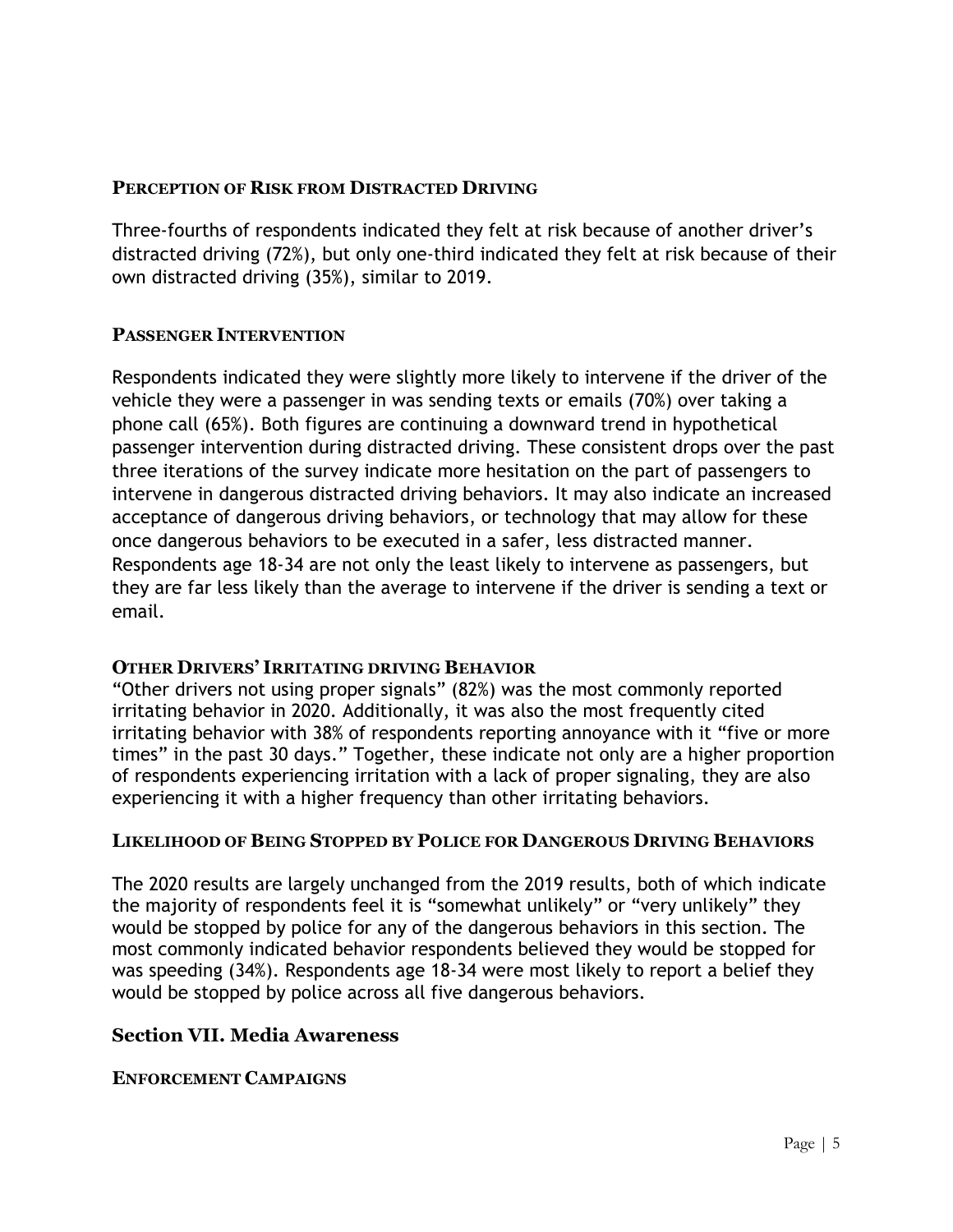### Perception of Risk from Distracted Driving

Three-fourths of respondents indicated they felt at risk because of another driver's distracted driving (72%), but only one-third indicated they felt at risk because of their own distracted driving (35%), similar to 2019.

### Passenger Intervention

Respondents indicated they were slightly more likely to intervene if the driver of the vehicle they were a passenger in was sending texts or emails (70%) over taking a phone call (65%). Both figures are continuing a downward trend in hypothetical passenger intervention during distracted driving. These consistent drops over the past three iterations of the survey indicate more hesitation on the part of passengers to intervene in dangerous distracted driving behaviors. It may also indicate an increased acceptance of dangerous driving behaviors, or technology that may allow for these once dangerous behaviors to be executed in a safer, less distracted manner. Respondents age 18-34 are not only the least likely to intervene as passengers, but they are far less likely than the average to intervene if the driver is sending a text or email.

### Other Drivers' Irritating Driving Behavior

"Other drivers not using proper signals" (82%) was the most commonly reported irritating behavior in 2020. Additionally, it was also the most frequently cited irritating behavior with 38% of respondents reporting annoyance with it "five or more times" in the past 30 days." Together, these indicate not only are a higher proportion of respondents experiencing irritation with a lack of proper signaling, they are also experiencing it with a higher frequency than other irritating behaviors.

### Likelihood of Being Stopped by Police for Dangerous Driving Behaviors

The 2020 results are largely unchanged from the 2019 results, both of which indicate the majority of respondents feel it is "somewhat unlikely" or "very unlikely" they would be stopped by police for any of the dangerous behaviors in this section. The most commonly indicated behavior respondents believed they would be stopped for was speeding (34%). Respondents age 18-34 were most likely to report a belief they would be stopped by police across all five dangerous behaviors.

## Section VII. Media Awareness

### Enforcement Campaigns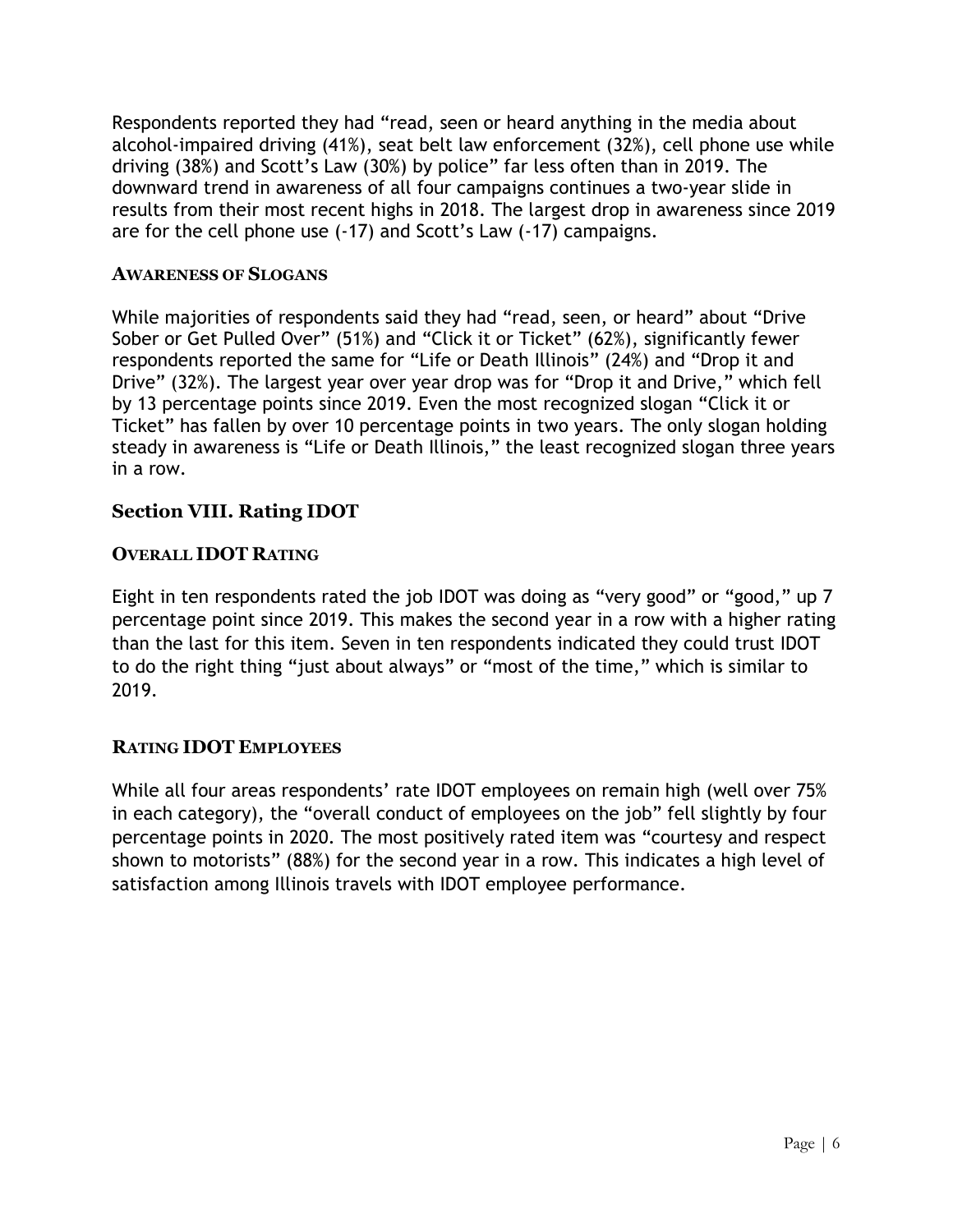Respondents reported they had “read, seen or heard anything in the media about alcohol-impaired driving (41%), seat belt law enforcement (32%), cell phone use while driving (38%) and Scott’s Law (30%) by police” far less often than in 2019. The downward trend in awareness of all four campaigns continues a two-year slide in results from their most recent highs in 2018. The largest drop in awareness since 2019 are for the cell phone use (-17) and Scott’s Law (-17) campaigns.

### AWARENESS OF SLOGANS

While majorities of respondents said they had “read, seen, or heard” about “Drive Sober or Get Pulled Over” (51%) and “Click it or Ticket” (62%), significantly fewer respondents reported the same for “Life or Death Illinois” (24%) and “Drop it and Drive” (32%). The largest year over year drop was for “Drop it and Drive,” which fell by 13 percentage points since 2019. Even the most recognized slogan “Click it or Ticket” has fallen by over 10 percentage points in two years. The only slogan holding steady in awareness is “Life or Death Illinois,” the least recognized slogan three years in a row.

## Section VIII. Rating IDOT

### OVERALL IDOT RATING

Eight in ten respondents rated the job IDOT was doing as “very good” or “good,” up 7 percentage point since 2019. This makes the second year in a row with a higher rating than the last for this item. Seven in ten respondents indicated they could trust IDOT to do the right thing “just about always” or “most of the time,” which is similar to 2019.

### RATING IDOT EMPLOYEES

While all four areas respondents’ rate IDOT employees on remain high (well over 75% in each category), the “overall conduct of employees on the job” fell slightly by four percentage points in 2020. The most positively rated item was “courtesy and respect shown to motorists” (88%) for the second year in a row. This indicates a high level of satisfaction among Illinois travels with IDOT employee performance.